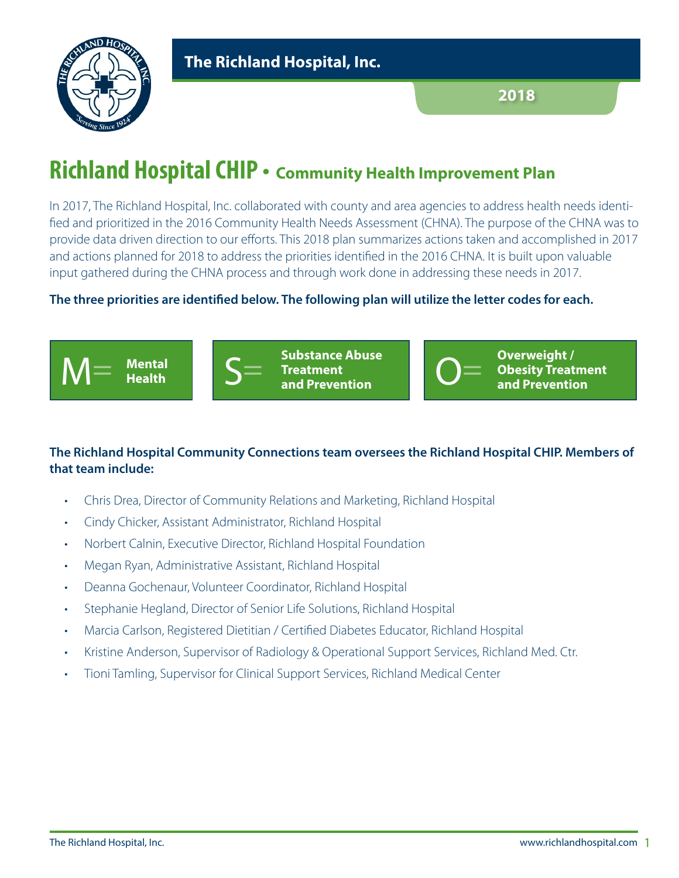The Richland Hospital, Inc.

2018

# Richland Hospital CHIP • Community Health Improvement Plan

In 2017, The Richland Hospital, Inc. collaborated with county and area agencies to address health needs identified and prioritized in the 2016 Community Health Needs Assessment (CHNA). The purpose of the CHNA was to provide data driven direction to our efforts. This 2018 plan summarizes actions taken and accomplished in 2017 and actions planned for 2018 to address the priorities identified in the 2016 CHNA. It is built upon valuable input gathered during the CHNA process and through work done in addressing these needs in 2017.

**The three priorities are identified below. The following plan will utilize the letter codes for each.**

- M= **Mental Health**
- S= **Substance Abuse Treatment and Prevention**
- O= **Overweight / Obesity Treatment and Prevention**

**The Richland Hospital Community Connections team oversees the Richland Hospital CHIP. Members of that team include:**

- Chris Drea, Director of Community Relations and Marketing, Richland Hospital
- Cindy Chicker, Assistant Administrator, Richland Hospital
- Norbert Calnin, Executive Director, Richland Hospital Foundation
- Megan Ryan, Administrative Assistant, Richland Hospital
- Deanna Gochenaur, Volunteer Coordinator, Richland Hospital
- Stephanie Hegland, Director of Senior Life Solutions, Richland Hospital
- Marcia Carlson, Registered Dietitian / Certified Diabetes Educator, Richland Hospital
- Kristine Anderson, Supervisor of Radiology & Operational Support Services, Richland Med. Ctr.
- Tioni Tamling, Supervisor for Clinical Support Services, Richland Medical Center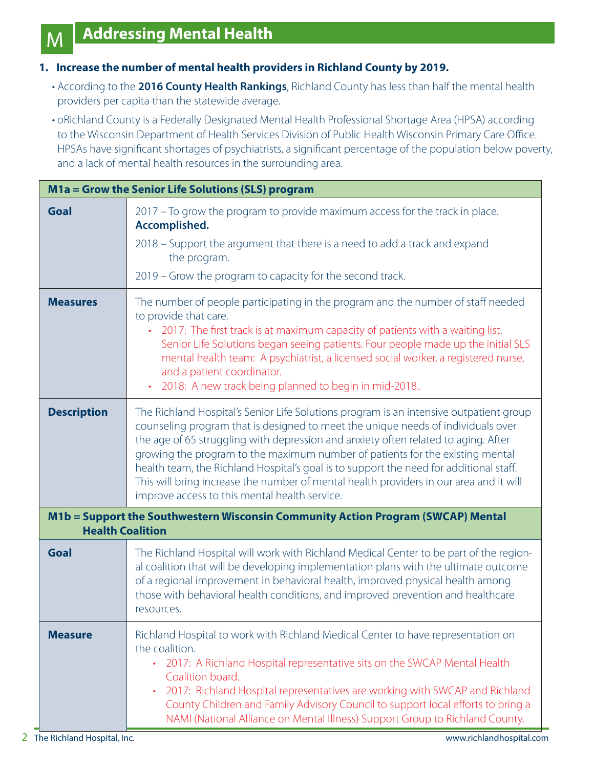# M Addressing Mental Health

**1. Increase the number of mental health providers in Richland County by 2019.**

- According to the **2016 County Health Rankings**, Richland County has less than half the mental health providers per capita than the statewide average.
- oRichland County is a Federally Designated Mental Health Professional Shortage Area (HPSA) according to the Wisconsin Department of Health Services Division of Public Health Wisconsin Primary Care Office. HPSAs have significant shortages of psychiatrists, a significant percentage of the population below poverty, and a lack of mental health resources in the surrounding area.

| **M1a = Grow the Senior Life Solutions (SLS) program** | |
|---|---|
| **Goal** | 2017 – To grow the program to provide maximum access for the track in place. **Accomplished.**<br><br>2018 – Support the argument that there is a need to add a track and expand the program.<br><br>2019 – Grow the program to capacity for the second track. |
| **Measures** | The number of people participating in the program and the number of staff needed to provide that care.<br>• 2017: The first track is at maximum capacity of patients with a waiting list. Senior Life Solutions began seeing patients. Four people made up the initial SLS mental health team: A psychiatrist, a licensed social worker, a registered nurse, and a patient coordinator.<br>• 2018: A new track being planned to begin in mid-2018.. |
| **Description** | The Richland Hospital's Senior Life Solutions program is an intensive outpatient group counseling program that is designed to meet the unique needs of individuals over the age of 65 struggling with depression and anxiety often related to aging. After growing the program to the maximum number of patients for the existing mental health team, the Richland Hospital's goal is to support the need for additional staff. This will bring increase the number of mental health providers in our area and it will improve access to this mental health service. |
| **M1b = Support the Southwestern Wisconsin Community Action Program (SWCAP) Mental Health Coalition** | |
| **Goal** | The Richland Hospital will work with Richland Medical Center to be part of the regional coalition that will be developing implementation plans with the ultimate outcome of a regional improvement in behavioral health, improved physical health among those with behavioral health conditions, and improved prevention and healthcare resources. |
| **Measure** | Richland Hospital to work with Richland Medical Center to have representation on the coalition.<br>• 2017: A Richland Hospital representative sits on the SWCAP Mental Health Coalition board.<br>• 2017: Richland Hospital representatives are working with SWCAP and Richland County Children and Family Advisory Council to support local efforts to bring a NAMI (National Alliance on Mental Illness) Support Group to Richland County. |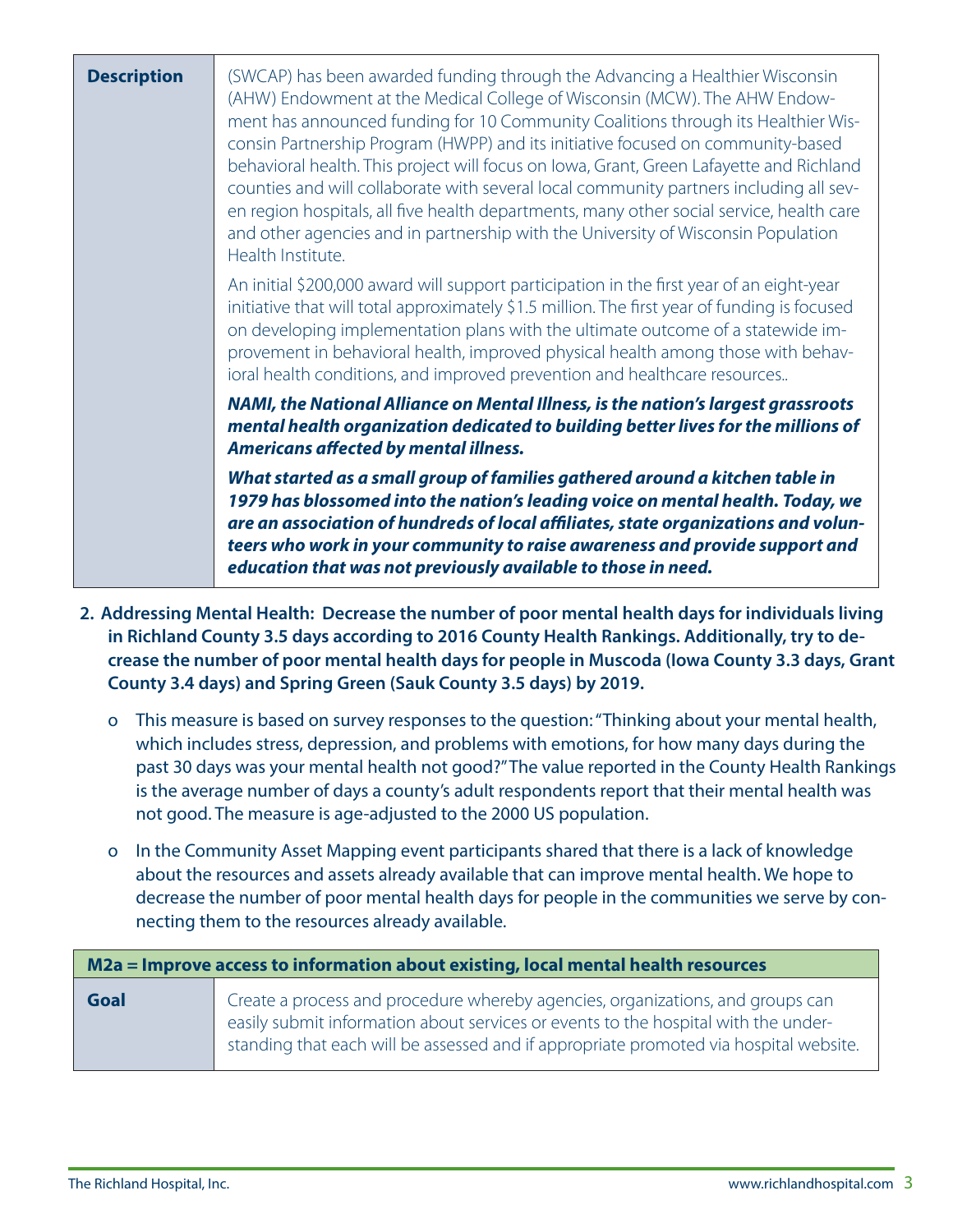| Description | (SWCAP) has been awarded funding through the Advancing a Healthier Wisconsin (AHW) Endowment at the Medical College of Wisconsin (MCW). The AHW Endowment has announced funding for 10 Community Coalitions through its Healthier Wisconsin Partnership Program (HWPP) and its initiative focused on community-based behavioral health. This project will focus on Iowa, Grant, Green Lafayette and Richland counties and will collaborate with several local community partners including all seven region hospitals, all five health departments, many other social service, health care and other agencies and in partnership with the University of Wisconsin Population Health Institute.<br><br>An initial $200,000 award will support participation in the first year of an eight-year initiative that will total approximately $1.5 million. The first year of funding is focused on developing implementation plans with the ultimate outcome of a statewide improvement in behavioral health, improved physical health among those with behavioral health conditions, and improved prevention and healthcare resources..<br><br>***NAMI, the National Alliance on Mental Illness, is the nation's largest grassroots mental health organization dedicated to building better lives for the millions of Americans affected by mental illness.***<br><br>***What started as a small group of families gathered around a kitchen table in 1979 has blossomed into the nation's leading voice on mental health. Today, we are an association of hundreds of local affiliates, state organizations and volunteers who work in your community to raise awareness and provide support and education that was not previously available to those in need.*** |
|---|---|

2. **Addressing Mental Health: Decrease the number of poor mental health days for individuals living in Richland County 3.5 days according to 2016 County Health Rankings. Additionally, try to decrease the number of poor mental health days for people in Muscoda (Iowa County 3.3 days, Grant County 3.4 days) and Spring Green (Sauk County 3.5 days) by 2019.**

   - This measure is based on survey responses to the question: "Thinking about your mental health, which includes stress, depression, and problems with emotions, for how many days during the past 30 days was your mental health not good?" The value reported in the County Health Rankings is the average number of days a county's adult respondents report that their mental health was not good. The measure is age-adjusted to the 2000 US population.
   - In the Community Asset Mapping event participants shared that there is a lack of knowledge about the resources and assets already available that can improve mental health. We hope to decrease the number of poor mental health days for people in the communities we serve by connecting them to the resources already available.

| M2a = Improve access to information about existing, local mental health resources | |
|---|---|
| **Goal** | Create a process and procedure whereby agencies, organizations, and groups can easily submit information about services or events to the hospital with the understanding that each will be assessed and if appropriate promoted via hospital website. |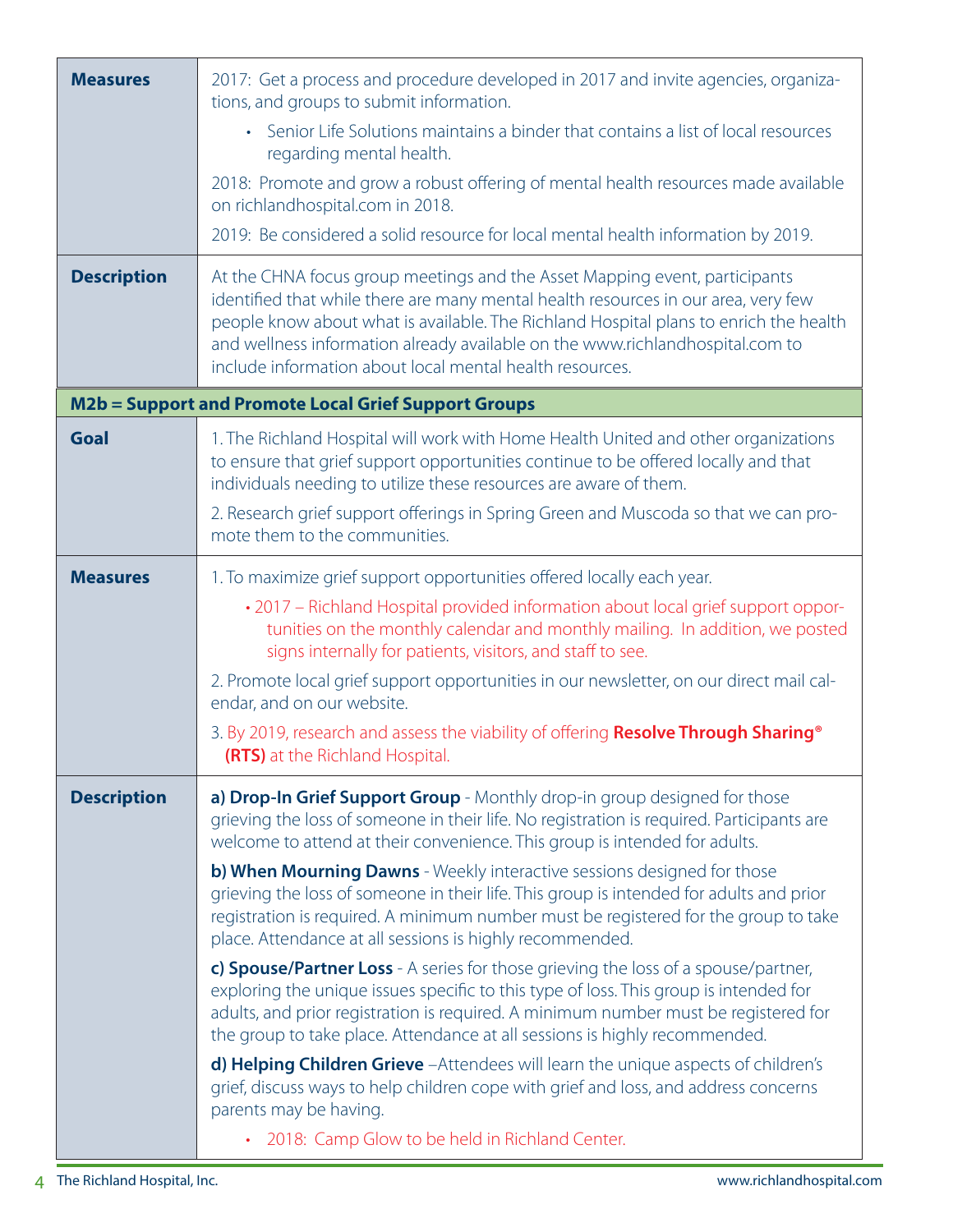| **Measures** | 2017: Get a process and procedure developed in 2017 and invite agencies, organizations, and groups to submit information.<br>• Senior Life Solutions maintains a binder that contains a list of local resources regarding mental health.<br>2018: Promote and grow a robust offering of mental health resources made available on richlandhospital.com in 2018.<br>2019: Be considered a solid resource for local mental health information by 2019. |
|---|---|
| **Description** | At the CHNA focus group meetings and the Asset Mapping event, participants identified that while there are many mental health resources in our area, very few people know about what is available. The Richland Hospital plans to enrich the health and wellness information already available on the www.richlandhospital.com to include information about local mental health resources. |
| **M2b = Support and Promote Local Grief Support Groups** | |
| **Goal** | 1. The Richland Hospital will work with Home Health United and other organizations to ensure that grief support opportunities continue to be offered locally and that individuals needing to utilize these resources are aware of them.<br>2. Research grief support offerings in Spring Green and Muscoda so that we can promote them to the communities. |
| **Measures** | 1. To maximize grief support opportunities offered locally each year.<br>• 2017 – Richland Hospital provided information about local grief support opportunities on the monthly calendar and monthly mailing. In addition, we posted signs internally for patients, visitors, and staff to see.<br>2. Promote local grief support opportunities in our newsletter, on our direct mail calendar, and on our website.<br>3. By 2019, research and assess the viability of offering **Resolve Through Sharing® (RTS)** at the Richland Hospital. |
| **Description** | **a) Drop-In Grief Support Group** - Monthly drop-in group designed for those grieving the loss of someone in their life. No registration is required. Participants are welcome to attend at their convenience. This group is intended for adults.<br>**b) When Mourning Dawns** - Weekly interactive sessions designed for those grieving the loss of someone in their life. This group is intended for adults and prior registration is required. A minimum number must be registered for the group to take place. Attendance at all sessions is highly recommended.<br>**c) Spouse/Partner Loss** - A series for those grieving the loss of a spouse/partner, exploring the unique issues specific to this type of loss. This group is intended for adults, and prior registration is required. A minimum number must be registered for the group to take place. Attendance at all sessions is highly recommended.<br>**d) Helping Children Grieve** –Attendees will learn the unique aspects of children's grief, discuss ways to help children cope with grief and loss, and address concerns parents may be having.<br>• 2018: Camp Glow to be held in Richland Center. |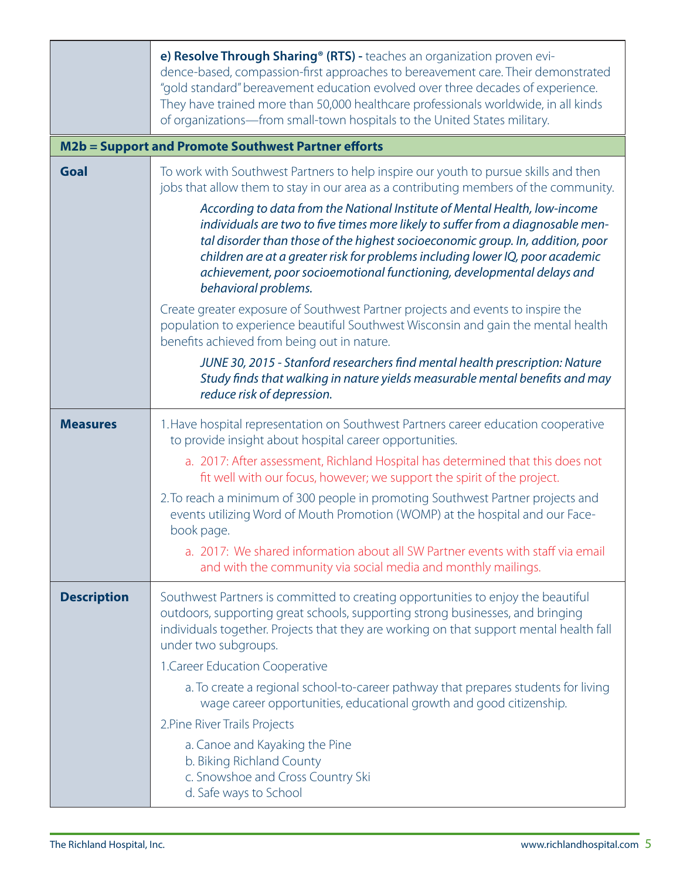| | |
|---|---|
| | **e) Resolve Through Sharing® (RTS) -** teaches an organization proven evidence-based, compassion-first approaches to bereavement care. Their demonstrated "gold standard" bereavement education evolved over three decades of experience. They have trained more than 50,000 healthcare professionals worldwide, in all kinds of organizations—from small-town hospitals to the United States military. |
| **M2b = Support and Promote Southwest Partner efforts** | |
| **Goal** | To work with Southwest Partners to help inspire our youth to pursue skills and then jobs that allow them to stay in our area as a contributing members of the community.<br><br>*According to data from the National Institute of Mental Health, low-income individuals are two to five times more likely to suffer from a diagnosable mental disorder than those of the highest socioeconomic group. In, addition, poor children are at a greater risk for problems including lower IQ, poor academic achievement, poor socioemotional functioning, developmental delays and behavioral problems.*<br><br>Create greater exposure of Southwest Partner projects and events to inspire the population to experience beautiful Southwest Wisconsin and gain the mental health benefits achieved from being out in nature.<br><br>*JUNE 30, 2015 - Stanford researchers find mental health prescription: Nature Study finds that walking in nature yields measurable mental benefits and may reduce risk of depression.* |
| **Measures** | 1. Have hospital representation on Southwest Partners career education cooperative to provide insight about hospital career opportunities.<br>a. 2017: After assessment, Richland Hospital has determined that this does not fit well with our focus, however; we support the spirit of the project.<br>2. To reach a minimum of 300 people in promoting Southwest Partner projects and events utilizing Word of Mouth Promotion (WOMP) at the hospital and our Facebook page.<br>a. 2017: We shared information about all SW Partner events with staff via email and with the community via social media and monthly mailings. |
| **Description** | Southwest Partners is committed to creating opportunities to enjoy the beautiful outdoors, supporting great schools, supporting strong businesses, and bringing individuals together. Projects that they are working on that support mental health fall under two subgroups.<br>1. Career Education Cooperative<br>a. To create a regional school-to-career pathway that prepares students for living wage career opportunities, educational growth and good citizenship.<br>2. Pine River Trails Projects<br>a. Canoe and Kayaking the Pine<br>b. Biking Richland County<br>c. Snowshoe and Cross Country Ski<br>d. Safe ways to School |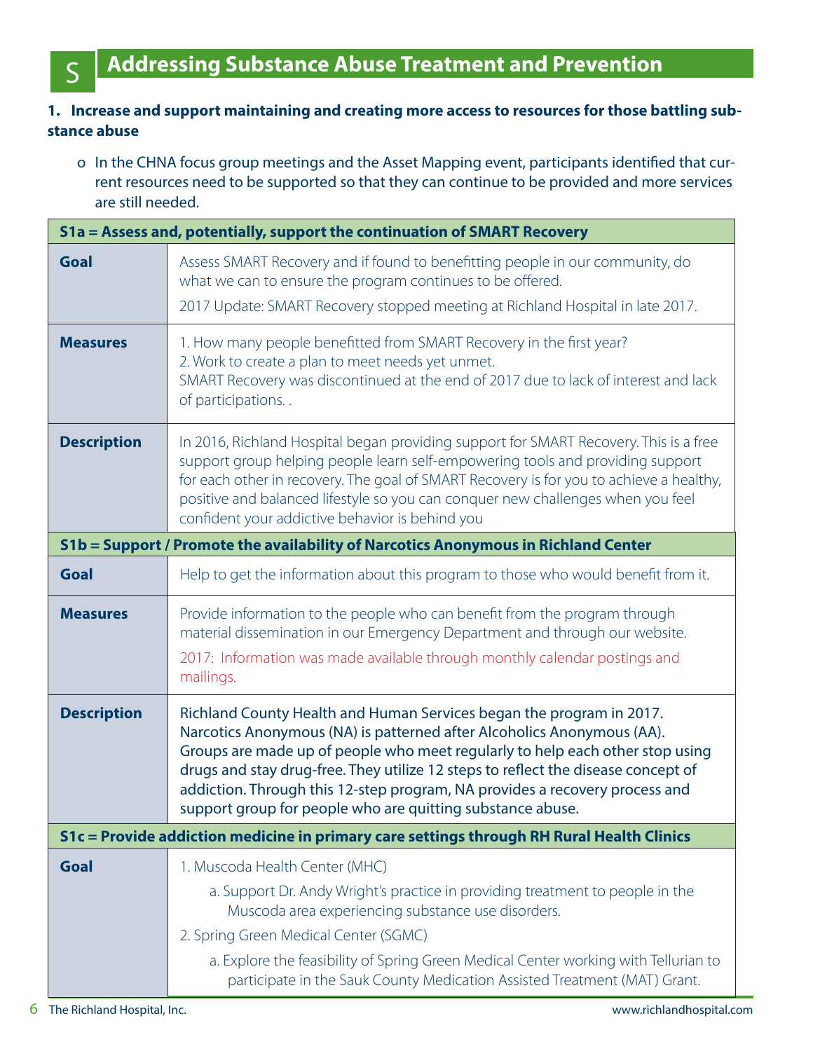# S Addressing Substance Abuse Treatment and Prevention

**1. Increase and support maintaining and creating more access to resources for those battling substance abuse**

- In the CHNA focus group meetings and the Asset Mapping event, participants identified that current resources need to be supported so that they can continue to be provided and more services are still needed.

| **S1a = Assess and, potentially, support the continuation of SMART Recovery** | |
|---|---|
| **Goal** | Assess SMART Recovery and if found to benefitting people in our community, do what we can to ensure the program continues to be offered.<br>2017 Update: SMART Recovery stopped meeting at Richland Hospital in late 2017. |
| **Measures** | 1. How many people benefitted from SMART Recovery in the first year?<br>2. Work to create a plan to meet needs yet unmet.<br>SMART Recovery was discontinued at the end of 2017 due to lack of interest and lack of participations. . |
| **Description** | In 2016, Richland Hospital began providing support for SMART Recovery. This is a free support group helping people learn self-empowering tools and providing support for each other in recovery. The goal of SMART Recovery is for you to achieve a healthy, positive and balanced lifestyle so you can conquer new challenges when you feel confident your addictive behavior is behind you |
| **S1b = Support / Promote the availability of Narcotics Anonymous in Richland Center** | |
| **Goal** | Help to get the information about this program to those who would benefit from it. |
| **Measures** | Provide information to the people who can benefit from the program through material dissemination in our Emergency Department and through our website.<br>2017: Information was made available through monthly calendar postings and mailings. |
| **Description** | Richland County Health and Human Services began the program in 2017. Narcotics Anonymous (NA) is patterned after Alcoholics Anonymous (AA). Groups are made up of people who meet regularly to help each other stop using drugs and stay drug-free. They utilize 12 steps to reflect the disease concept of addiction. Through this 12-step program, NA provides a recovery process and support group for people who are quitting substance abuse. |
| **S1c = Provide addiction medicine in primary care settings through RH Rural Health Clinics** | |
| **Goal** | 1. Muscoda Health Center (MHC)<br>a. Support Dr. Andy Wright's practice in providing treatment to people in the Muscoda area experiencing substance use disorders.<br>2. Spring Green Medical Center (SGMC)<br>a. Explore the feasibility of Spring Green Medical Center working with Tellurian to participate in the Sauk County Medication Assisted Treatment (MAT) Grant. |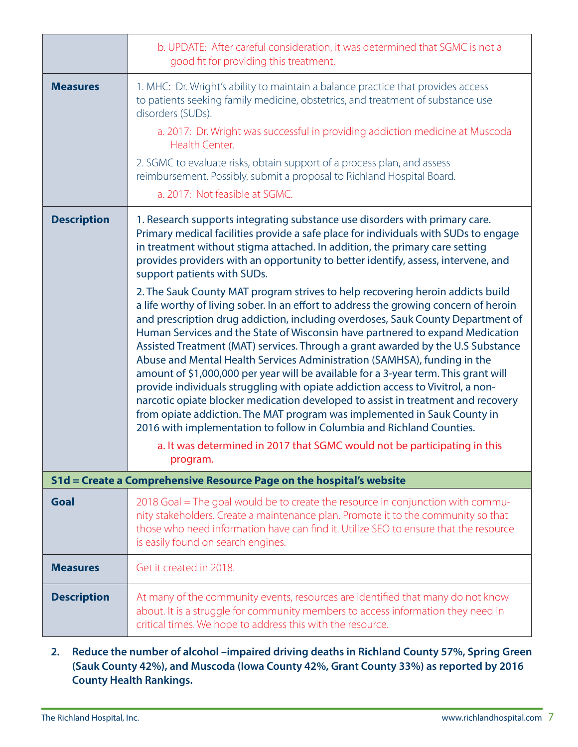| | |
|---|---|
| | b. UPDATE: After careful consideration, it was determined that SGMC is not a good fit for providing this treatment. |
| **Measures** | 1. MHC: Dr. Wright's ability to maintain a balance practice that provides access to patients seeking family medicine, obstetrics, and treatment of substance use disorders (SUDs).<br><br>a. 2017: Dr. Wright was successful in providing addiction medicine at Muscoda Health Center.<br><br>2. SGMC to evaluate risks, obtain support of a process plan, and assess reimbursement. Possibly, submit a proposal to Richland Hospital Board.<br><br>a. 2017: Not feasible at SGMC. |
| **Description** | 1. Research supports integrating substance use disorders with primary care. Primary medical facilities provide a safe place for individuals with SUDs to engage in treatment without stigma attached. In addition, the primary care setting provides providers with an opportunity to better identify, assess, intervene, and support patients with SUDs.<br><br>2. The Sauk County MAT program strives to help recovering heroin addicts build a life worthy of living sober. In an effort to address the growing concern of heroin and prescription drug addiction, including overdoses, Sauk County Department of Human Services and the State of Wisconsin have partnered to expand Medication Assisted Treatment (MAT) services. Through a grant awarded by the U.S Substance Abuse and Mental Health Services Administration (SAMHSA), funding in the amount of $1,000,000 per year will be available for a 3-year term. This grant will provide individuals struggling with opiate addiction access to Vivitrol, a non-narcotic opiate blocker medication developed to assist in treatment and recovery from opiate addiction. The MAT program was implemented in Sauk County in 2016 with implementation to follow in Columbia and Richland Counties.<br><br>a. It was determined in 2017 that SGMC would not be participating in this program. |
| **S1d = Create a Comprehensive Resource Page on the hospital's website** | |
| **Goal** | 2018 Goal = The goal would be to create the resource in conjunction with community stakeholders. Create a maintenance plan. Promote it to the community so that those who need information have can find it. Utilize SEO to ensure that the resource is easily found on search engines. |
| **Measures** | Get it created in 2018. |
| **Description** | At many of the community events, resources are identified that many do not know about. It is a struggle for community members to access information they need in critical times. We hope to address this with the resource. |

2. **Reduce the number of alcohol –impaired driving deaths in Richland County 57%, Spring Green (Sauk County 42%), and Muscoda (Iowa County 42%, Grant County 33%) as reported by 2016 County Health Rankings.**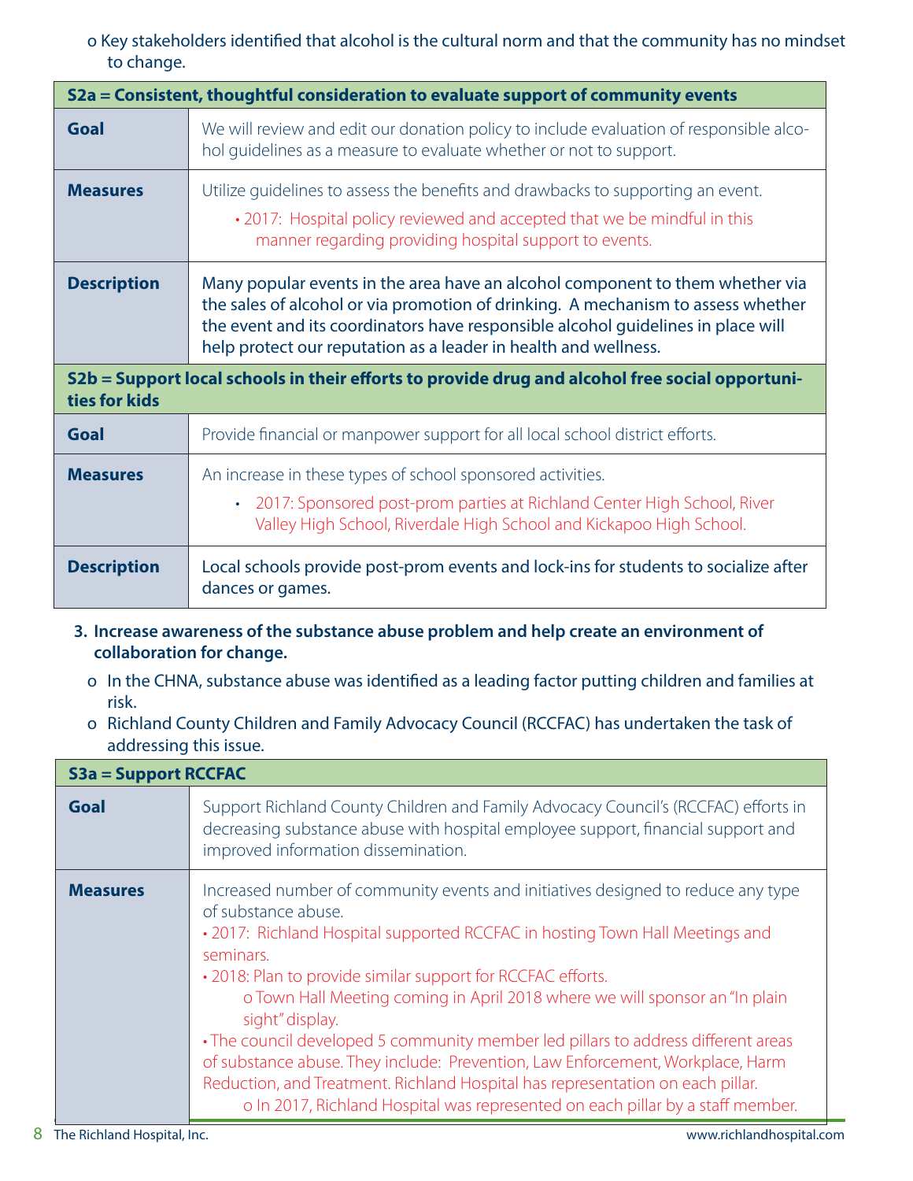- o Key stakeholders identified that alcohol is the cultural norm and that the community has no mindset to change.

| S2a = Consistent, thoughtful consideration to evaluate support of community events | |
|---|---|
| **Goal** | We will review and edit our donation policy to include evaluation of responsible alcohol guidelines as a measure to evaluate whether or not to support. |
| **Measures** | Utilize guidelines to assess the benefits and drawbacks to supporting an event.<br>• 2017: Hospital policy reviewed and accepted that we be mindful in this manner regarding providing hospital support to events. |
| **Description** | Many popular events in the area have an alcohol component to them whether via the sales of alcohol or via promotion of drinking. A mechanism to assess whether the event and its coordinators have responsible alcohol guidelines in place will help protect our reputation as a leader in health and wellness. |

| S2b = Support local schools in their efforts to provide drug and alcohol free social opportunities for kids | |
|---|---|
| **Goal** | Provide financial or manpower support for all local school district efforts. |
| **Measures** | An increase in these types of school sponsored activities.<br>• 2017: Sponsored post-prom parties at Richland Center High School, River Valley High School, Riverdale High School and Kickapoo High School. |
| **Description** | Local schools provide post-prom events and lock-ins for students to socialize after dances or games. |

3. **Increase awareness of the substance abuse problem and help create an environment of collaboration for change.**
   - o In the CHNA, substance abuse was identified as a leading factor putting children and families at risk.
   - o Richland County Children and Family Advocacy Council (RCCFAC) has undertaken the task of addressing this issue.

| S3a = Support RCCFAC | |
|---|---|
| **Goal** | Support Richland County Children and Family Advocacy Council's (RCCFAC) efforts in decreasing substance abuse with hospital employee support, financial support and improved information dissemination. |
| **Measures** | Increased number of community events and initiatives designed to reduce any type of substance abuse.<br>• 2017: Richland Hospital supported RCCFAC in hosting Town Hall Meetings and seminars.<br>• 2018: Plan to provide similar support for RCCFAC efforts.<br>o Town Hall Meeting coming in April 2018 where we will sponsor an "In plain sight" display.<br>• The council developed 5 community member led pillars to address different areas of substance abuse. They include: Prevention, Law Enforcement, Workplace, Harm Reduction, and Treatment. Richland Hospital has representation on each pillar.<br>o In 2017, Richland Hospital was represented on each pillar by a staff member. |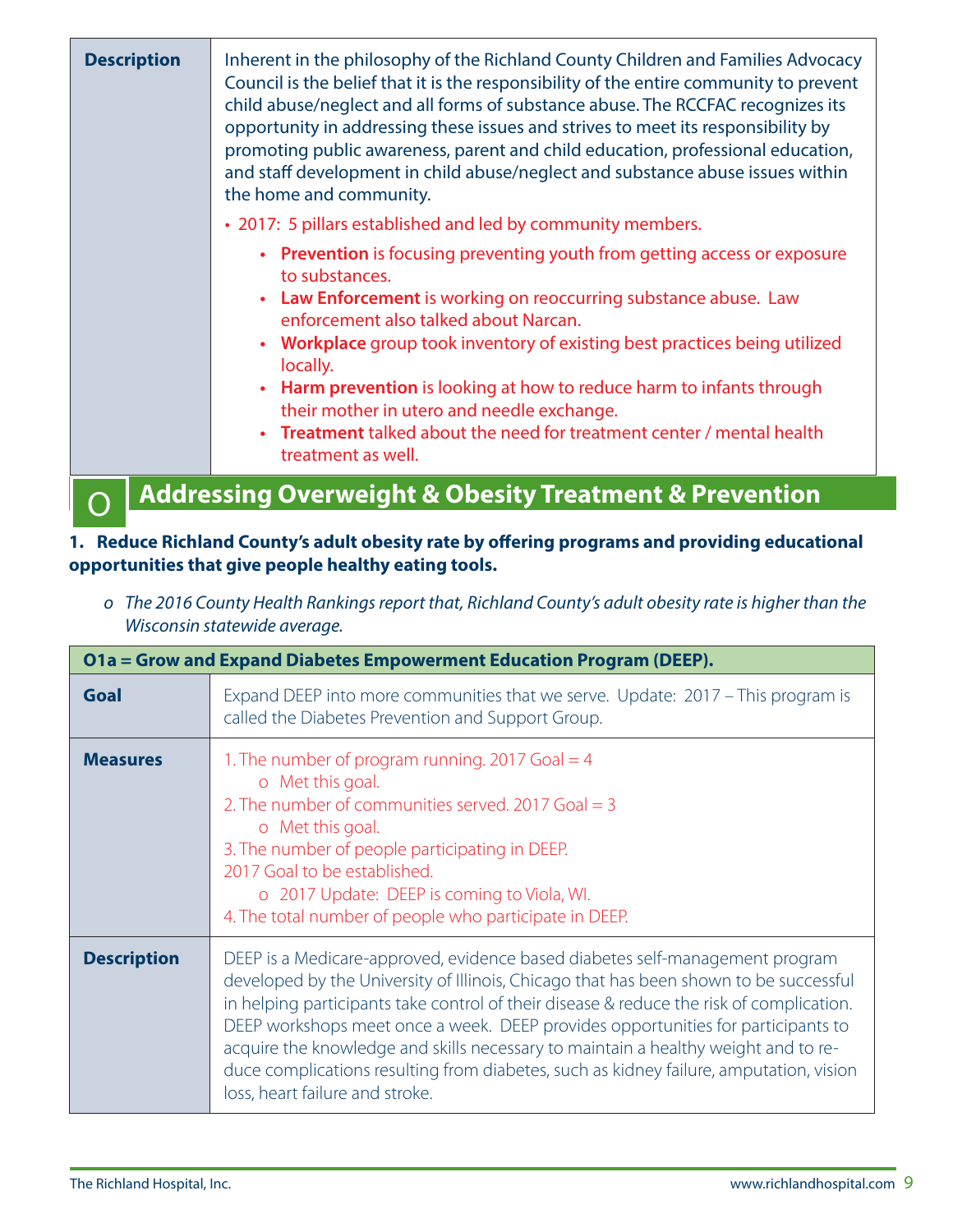| **Description** | Inherent in the philosophy of the Richland County Children and Families Advocacy Council is the belief that it is the responsibility of the entire community to prevent child abuse/neglect and all forms of substance abuse. The RCCFAC recognizes its opportunity in addressing these issues and strives to meet its responsibility by promoting public awareness, parent and child education, professional education, and staff development in child abuse/neglect and substance abuse issues within the home and community.<br>• 2017: 5 pillars established and led by community members.<br>• **Prevention** is focusing preventing youth from getting access or exposure to substances.<br>• **Law Enforcement** is working on reoccurring substance abuse. Law enforcement also talked about Narcan.<br>• **Workplace** group took inventory of existing best practices being utilized locally.<br>• **Harm prevention** is looking at how to reduce harm to infants through their mother in utero and needle exchange.<br>• **Treatment** talked about the need for treatment center / mental health treatment as well. |
|---|---|

## O Addressing Overweight & Obesity Treatment & Prevention

**1. Reduce Richland County's adult obesity rate by offering programs and providing educational opportunities that give people healthy eating tools.**

- *The 2016 County Health Rankings report that, Richland County's adult obesity rate is higher than the Wisconsin statewide average.*

| **O1a = Grow and Expand Diabetes Empowerment Education Program (DEEP).** | |
|---|---|
| **Goal** | Expand DEEP into more communities that we serve. Update: 2017 – This program is called the Diabetes Prevention and Support Group. |
| **Measures** | 1. The number of program running. 2017 Goal = 4<br>o Met this goal.<br>2. The number of communities served. 2017 Goal = 3<br>o Met this goal.<br>3. The number of people participating in DEEP.<br>2017 Goal to be established.<br>o 2017 Update: DEEP is coming to Viola, WI.<br>4. The total number of people who participate in DEEP. |
| **Description** | DEEP is a Medicare-approved, evidence based diabetes self-management program developed by the University of Illinois, Chicago that has been shown to be successful in helping participants take control of their disease & reduce the risk of complication. DEEP workshops meet once a week. DEEP provides opportunities for participants to acquire the knowledge and skills necessary to maintain a healthy weight and to reduce complications resulting from diabetes, such as kidney failure, amputation, vision loss, heart failure and stroke. |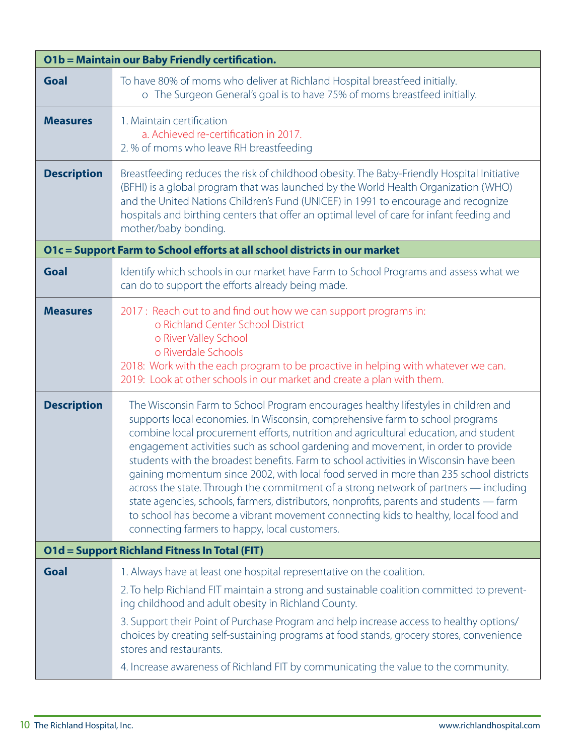| O1b = Maintain our Baby Friendly certification. | |
|---|---|
| **Goal** | To have 80% of moms who deliver at Richland Hospital breastfeed initially.<br>o The Surgeon General's goal is to have 75% of moms breastfeed initially. |
| **Measures** | 1. Maintain certification<br>a. Achieved re-certification in 2017.<br>2. % of moms who leave RH breastfeeding |
| **Description** | Breastfeeding reduces the risk of childhood obesity. The Baby-Friendly Hospital Initiative (BFHI) is a global program that was launched by the World Health Organization (WHO) and the United Nations Children's Fund (UNICEF) in 1991 to encourage and recognize hospitals and birthing centers that offer an optimal level of care for infant feeding and mother/baby bonding. |
| **O1c = Support Farm to School efforts at all school districts in our market** | |
| **Goal** | Identify which schools in our market have Farm to School Programs and assess what we can do to support the efforts already being made. |
| **Measures** | 2017 : Reach out to and find out how we can support programs in:<br>o Richland Center School District<br>o River Valley School<br>o Riverdale Schools<br>2018: Work with the each program to be proactive in helping with whatever we can.<br>2019: Look at other schools in our market and create a plan with them. |
| **Description** | The Wisconsin Farm to School Program encourages healthy lifestyles in children and supports local economies. In Wisconsin, comprehensive farm to school programs combine local procurement efforts, nutrition and agricultural education, and student engagement activities such as school gardening and movement, in order to provide students with the broadest benefits. Farm to school activities in Wisconsin have been gaining momentum since 2002, with local food served in more than 235 school districts across the state. Through the commitment of a strong network of partners — including state agencies, schools, farmers, distributors, nonprofits, parents and students — farm to school has become a vibrant movement connecting kids to healthy, local food and connecting farmers to happy, local customers. |
| **O1d = Support Richland Fitness In Total (FIT)** | |
| **Goal** | 1. Always have at least one hospital representative on the coalition.<br>2. To help Richland FIT maintain a strong and sustainable coalition committed to preventing childhood and adult obesity in Richland County.<br>3. Support their Point of Purchase Program and help increase access to healthy options/choices by creating self-sustaining programs at food stands, grocery stores, convenience stores and restaurants.<br>4. Increase awareness of Richland FIT by communicating the value to the community. |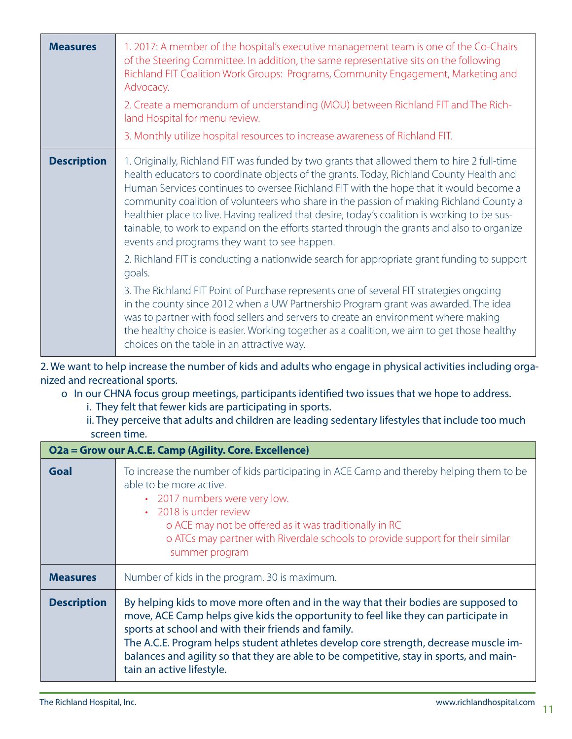| | |
|---|---|
| **Measures** | 1. 2017: A member of the hospital's executive management team is one of the Co-Chairs of the Steering Committee. In addition, the same representative sits on the following Richland FIT Coalition Work Groups: Programs, Community Engagement, Marketing and Advocacy.<br><br>2. Create a memorandum of understanding (MOU) between Richland FIT and The Richland Hospital for menu review.<br><br>3. Monthly utilize hospital resources to increase awareness of Richland FIT. |
| **Description** | 1. Originally, Richland FIT was funded by two grants that allowed them to hire 2 full-time health educators to coordinate objects of the grants. Today, Richland County Health and Human Services continues to oversee Richland FIT with the hope that it would become a community coalition of volunteers who share in the passion of making Richland County a healthier place to live. Having realized that desire, today's coalition is working to be sustainable, to work to expand on the efforts started through the grants and also to organize events and programs they want to see happen.<br><br>2. Richland FIT is conducting a nationwide search for appropriate grant funding to support goals.<br><br>3. The Richland FIT Point of Purchase represents one of several FIT strategies ongoing in the county since 2012 when a UW Partnership Program grant was awarded. The idea was to partner with food sellers and servers to create an environment where making the healthy choice is easier. Working together as a coalition, we aim to get those healthy choices on the table in an attractive way. |

**2. We want to help increase the number of kids and adults who engage in physical activities including organized and recreational sports.**

- **In our CHNA focus group meetings, participants identified two issues that we hope to address.**
  - **i. They felt that fewer kids are participating in sports.**
  - **ii. They perceive that adults and children are leading sedentary lifestyles that include too much screen time.**

| **O2a = Grow our A.C.E. Camp (Agility. Core. Excellence)** | |
|---|---|
| **Goal** | To increase the number of kids participating in ACE Camp and thereby helping them to be able to be more active.<br>• 2017 numbers were very low.<br>• 2018 is under review<br>  o ACE may not be offered as it was traditionally in RC<br>  o ATCs may partner with Riverdale schools to provide support for their similar summer program |
| **Measures** | Number of kids in the program. 30 is maximum. |
| **Description** | By helping kids to move more often and in the way that their bodies are supposed to move, ACE Camp helps give kids the opportunity to feel like they can participate in sports at school and with their friends and family.<br>The A.C.E. Program helps student athletes develop core strength, decrease muscle imbalances and agility so that they are able to be competitive, stay in sports, and maintain an active lifestyle. |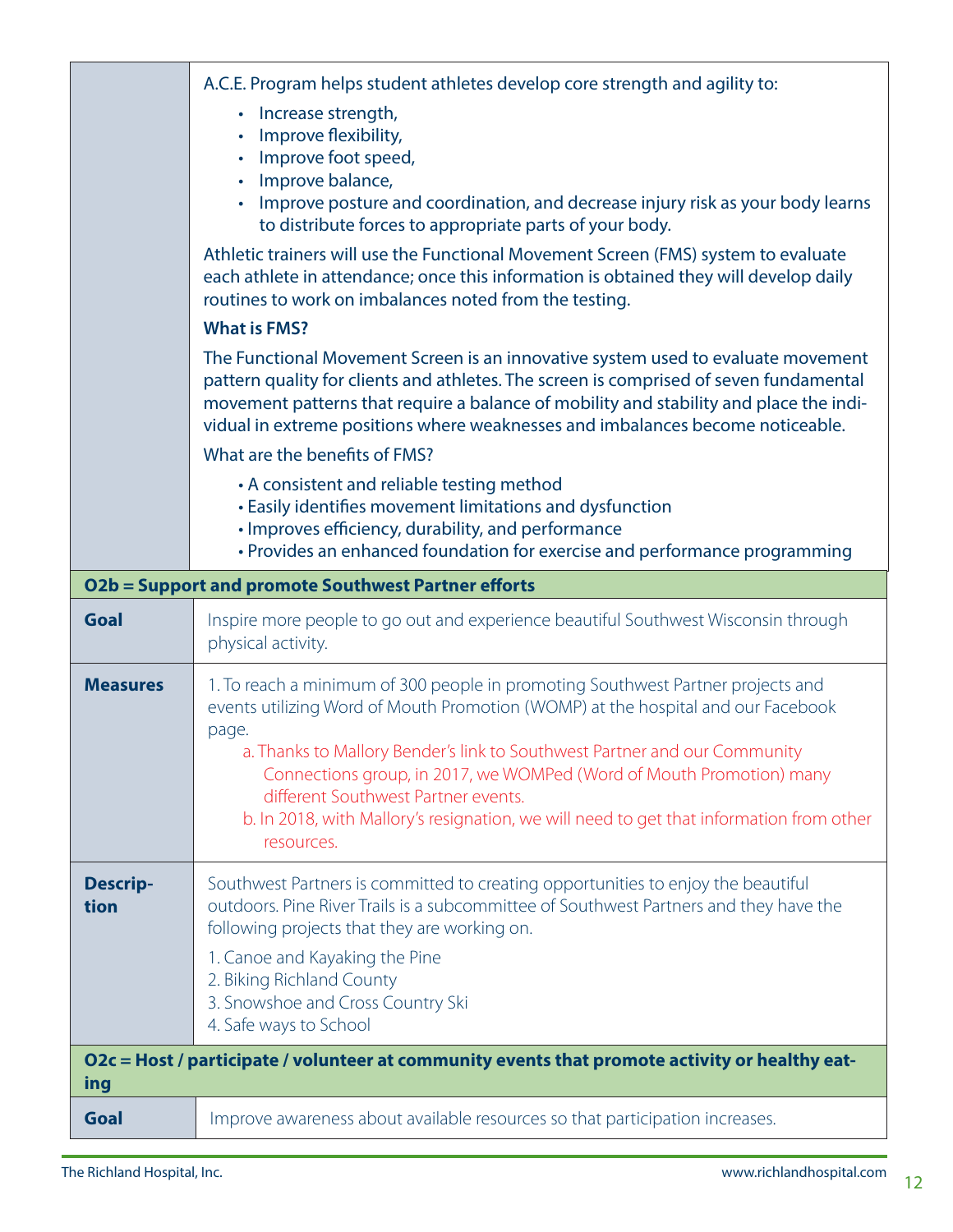| | |
|---|---|
| | A.C.E. Program helps student athletes develop core strength and agility to:<br>• Increase strength,<br>• Improve flexibility,<br>• Improve foot speed,<br>• Improve balance,<br>• Improve posture and coordination, and decrease injury risk as your body learns to distribute forces to appropriate parts of your body.<br>Athletic trainers will use the Functional Movement Screen (FMS) system to evaluate each athlete in attendance; once this information is obtained they will develop daily routines to work on imbalances noted from the testing.<br>**What is FMS?**<br>The Functional Movement Screen is an innovative system used to evaluate movement pattern quality for clients and athletes. The screen is comprised of seven fundamental movement patterns that require a balance of mobility and stability and place the individual in extreme positions where weaknesses and imbalances become noticeable.<br>What are the benefits of FMS?<br>• A consistent and reliable testing method<br>• Easily identifies movement limitations and dysfunction<br>• Improves efficiency, durability, and performance<br>• Provides an enhanced foundation for exercise and performance programming |
| **O2b = Support and promote Southwest Partner efforts** | |
| **Goal** | Inspire more people to go out and experience beautiful Southwest Wisconsin through physical activity. |
| **Measures** | 1. To reach a minimum of 300 people in promoting Southwest Partner projects and events utilizing Word of Mouth Promotion (WOMP) at the hospital and our Facebook page.<br>a. Thanks to Mallory Bender's link to Southwest Partner and our Community Connections group, in 2017, we WOMPed (Word of Mouth Promotion) many different Southwest Partner events.<br>b. In 2018, with Mallory's resignation, we will need to get that information from other resources. |
| **Description** | Southwest Partners is committed to creating opportunities to enjoy the beautiful outdoors. Pine River Trails is a subcommittee of Southwest Partners and they have the following projects that they are working on.<br>1. Canoe and Kayaking the Pine<br>2. Biking Richland County<br>3. Snowshoe and Cross Country Ski<br>4. Safe ways to School |
| **O2c = Host / participate / volunteer at community events that promote activity or healthy eating** | |
| **Goal** | Improve awareness about available resources so that participation increases. |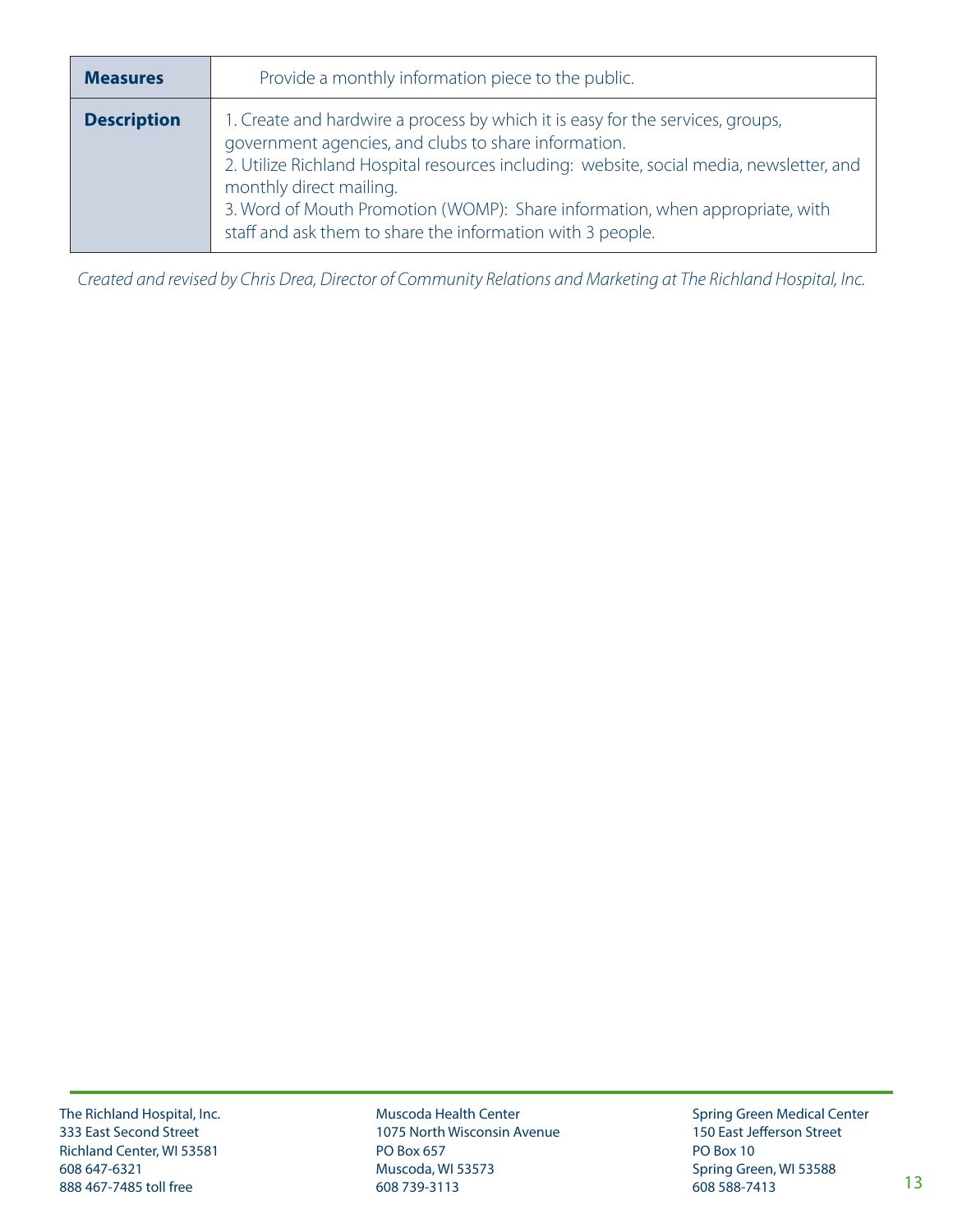| | |
|---|---|
| **Measures** | Provide a monthly information piece to the public. |
| **Description** | 1. Create and hardwire a process by which it is easy for the services, groups, government agencies, and clubs to share information.<br>2. Utilize Richland Hospital resources including: website, social media, newsletter, and monthly direct mailing.<br>3. Word of Mouth Promotion (WOMP): Share information, when appropriate, with staff and ask them to share the information with 3 people. |

*Created and revised by Chris Drea, Director of Community Relations and Marketing at The Richland Hospital, Inc.*

The Richland Hospital, Inc.
333 East Second Street
Richland Center, WI 53581
608 647-6321
888 467-7485 toll free

Muscoda Health Center
1075 North Wisconsin Avenue
PO Box 657
Muscoda, WI 53573
608 739-3113

Spring Green Medical Center
150 East Jefferson Street
PO Box 10
Spring Green, WI 53588
608 588-7413